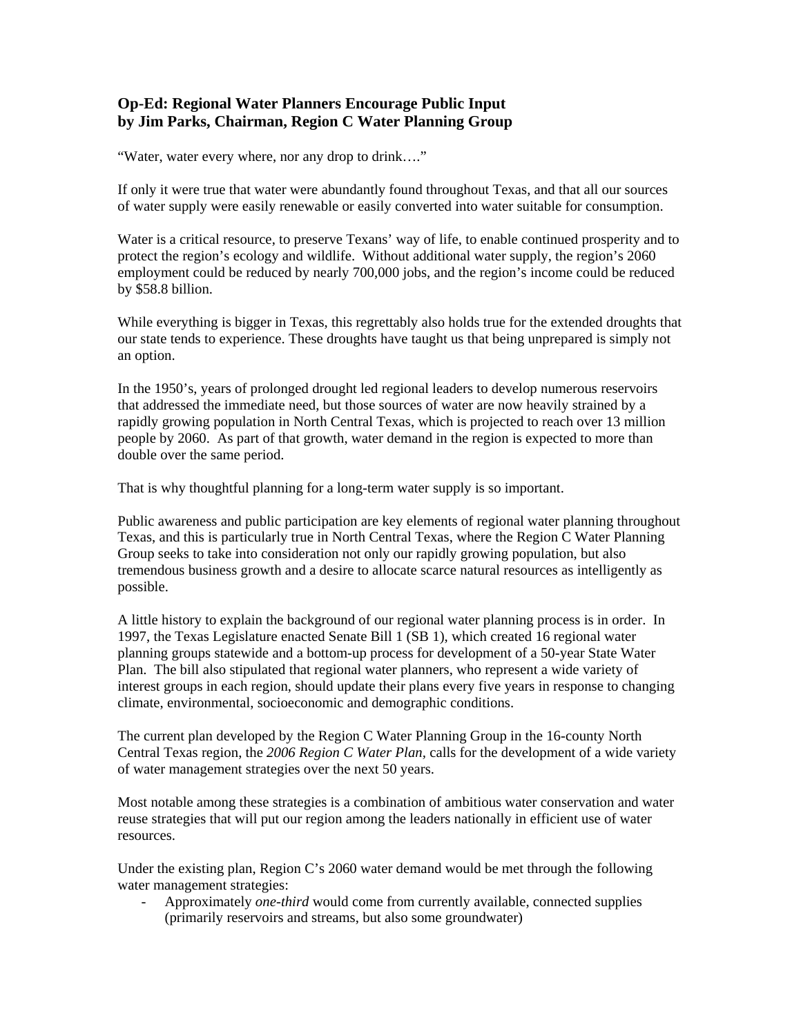## Op-Ed: Regional Water Planners Encourage Public Input
## by Jim Parks, Chairman, Region C Water Planning Group

"Water, water every where, nor any drop to drink…."

If only it were true that water were abundantly found throughout Texas, and that all our sources of water supply were easily renewable or easily converted into water suitable for consumption.

Water is a critical resource, to preserve Texans' way of life, to enable continued prosperity and to protect the region's ecology and wildlife. Without additional water supply, the region's 2060 employment could be reduced by nearly 700,000 jobs, and the region's income could be reduced by $58.8 billion.

While everything is bigger in Texas, this regrettably also holds true for the extended droughts that our state tends to experience. These droughts have taught us that being unprepared is simply not an option.

In the 1950's, years of prolonged drought led regional leaders to develop numerous reservoirs that addressed the immediate need, but those sources of water are now heavily strained by a rapidly growing population in North Central Texas, which is projected to reach over 13 million people by 2060. As part of that growth, water demand in the region is expected to more than double over the same period.

That is why thoughtful planning for a long-term water supply is so important.

Public awareness and public participation are key elements of regional water planning throughout Texas, and this is particularly true in North Central Texas, where the Region C Water Planning Group seeks to take into consideration not only our rapidly growing population, but also tremendous business growth and a desire to allocate scarce natural resources as intelligently as possible.

A little history to explain the background of our regional water planning process is in order. In 1997, the Texas Legislature enacted Senate Bill 1 (SB 1), which created 16 regional water planning groups statewide and a bottom-up process for development of a 50-year State Water Plan. The bill also stipulated that regional water planners, who represent a wide variety of interest groups in each region, should update their plans every five years in response to changing climate, environmental, socioeconomic and demographic conditions.

The current plan developed by the Region C Water Planning Group in the 16-county North Central Texas region, the *2006 Region C Water Plan*, calls for the development of a wide variety of water management strategies over the next 50 years.

Most notable among these strategies is a combination of ambitious water conservation and water reuse strategies that will put our region among the leaders nationally in efficient use of water resources.

Under the existing plan, Region C's 2060 water demand would be met through the following water management strategies:

- Approximately *one-third* would come from currently available, connected supplies (primarily reservoirs and streams, but also some groundwater)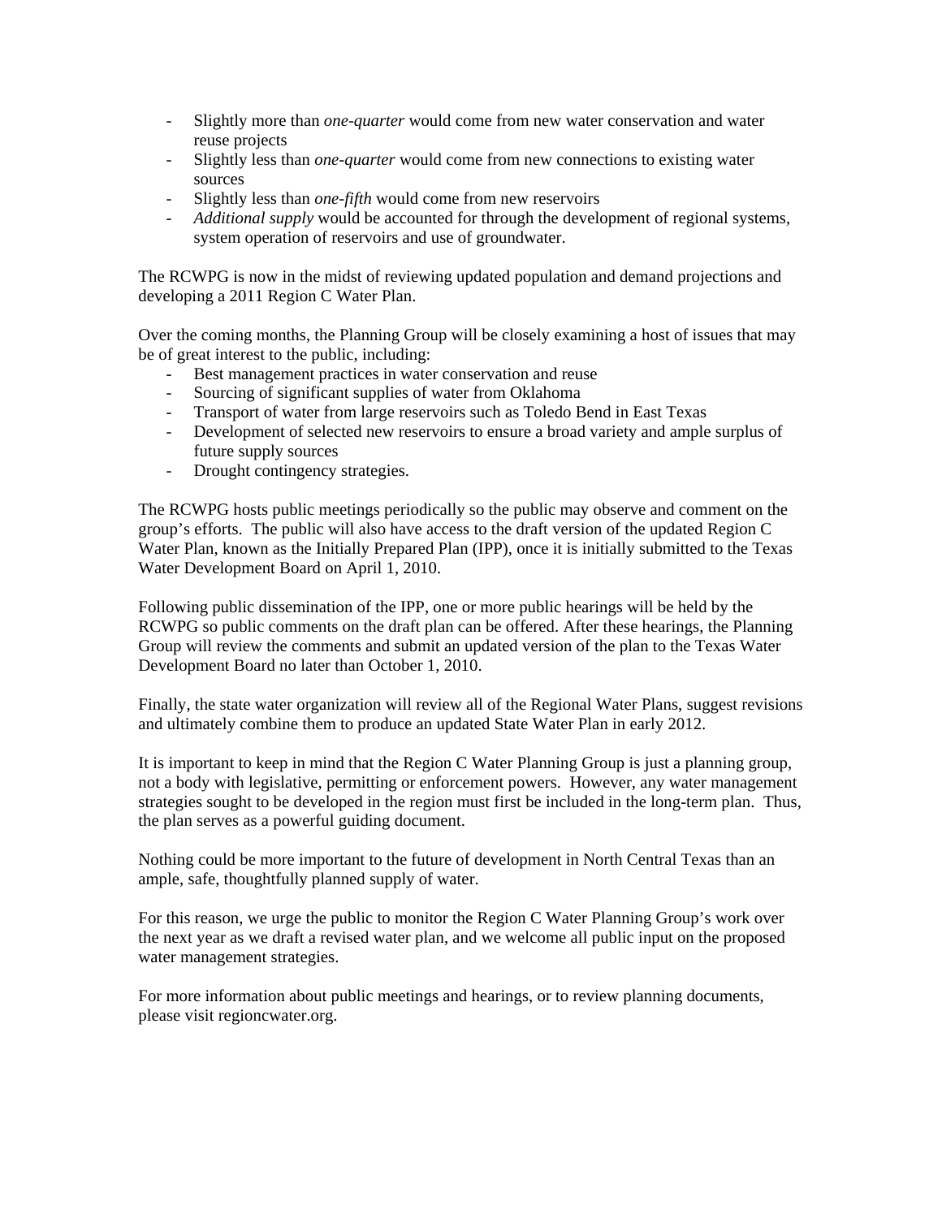- Slightly more than *one-quarter* would come from new water conservation and water reuse projects
- Slightly less than *one-quarter* would come from new connections to existing water sources
- Slightly less than *one-fifth* would come from new reservoirs
- *Additional supply* would be accounted for through the development of regional systems, system operation of reservoirs and use of groundwater.

The RCWPG is now in the midst of reviewing updated population and demand projections and developing a 2011 Region C Water Plan.

Over the coming months, the Planning Group will be closely examining a host of issues that may be of great interest to the public, including:

- Best management practices in water conservation and reuse
- Sourcing of significant supplies of water from Oklahoma
- Transport of water from large reservoirs such as Toledo Bend in East Texas
- Development of selected new reservoirs to ensure a broad variety and ample surplus of future supply sources
- Drought contingency strategies.

The RCWPG hosts public meetings periodically so the public may observe and comment on the group's efforts. The public will also have access to the draft version of the updated Region C Water Plan, known as the Initially Prepared Plan (IPP), once it is initially submitted to the Texas Water Development Board on April 1, 2010.

Following public dissemination of the IPP, one or more public hearings will be held by the RCWPG so public comments on the draft plan can be offered. After these hearings, the Planning Group will review the comments and submit an updated version of the plan to the Texas Water Development Board no later than October 1, 2010.

Finally, the state water organization will review all of the Regional Water Plans, suggest revisions and ultimately combine them to produce an updated State Water Plan in early 2012.

It is important to keep in mind that the Region C Water Planning Group is just a planning group, not a body with legislative, permitting or enforcement powers. However, any water management strategies sought to be developed in the region must first be included in the long-term plan. Thus, the plan serves as a powerful guiding document.

Nothing could be more important to the future of development in North Central Texas than an ample, safe, thoughtfully planned supply of water.

For this reason, we urge the public to monitor the Region C Water Planning Group's work over the next year as we draft a revised water plan, and we welcome all public input on the proposed water management strategies.

For more information about public meetings and hearings, or to review planning documents, please visit regioncwater.org.